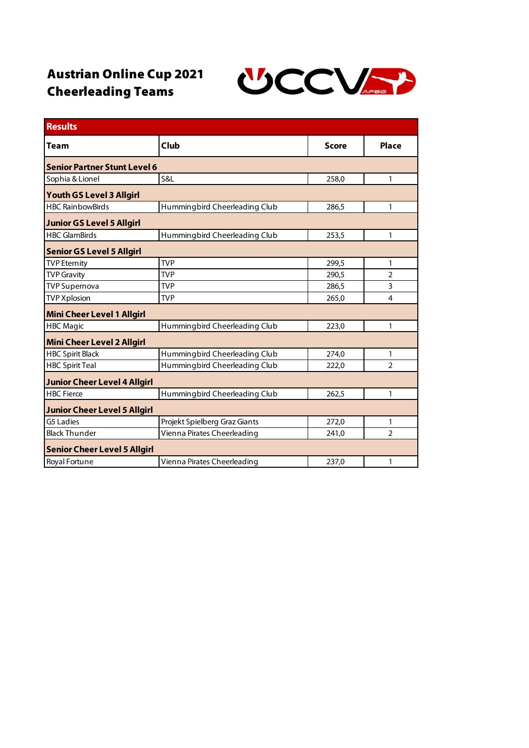# Austrian Online Cup 2021
# Cheerleading Teams

| Results | | | |
|---|---|---|---|
| **Team** | **Club** | **Score** | **Place** |
| **Senior Partner Stunt Level 6** | | | |
| Sophia & Lionel | S&L | 258,0 | 1 |
| **Youth GS Level 3 Allgirl** | | | |
| HBC RainbowBirds | Hummingbird Cheerleading Club | 286,5 | 1 |
| **Junior GS Level 5 Allgirl** | | | |
| HBC GlamBirds | Hummingbird Cheerleading Club | 253,5 | 1 |
| **Senior GS Level 5 Allgirl** | | | |
| TVP Eternity | TVP | 299,5 | 1 |
| TVP Gravity | TVP | 290,5 | 2 |
| TVP Supernova | TVP | 286,5 | 3 |
| TVP Xplosion | TVP | 265,0 | 4 |
| **Mini Cheer Level 1 Allgirl** | | | |
| HBC Magic | Hummingbird Cheerleading Club | 223,0 | 1 |
| **Mini Cheer Level 2 Allgirl** | | | |
| HBC Spirit Black | Hummingbird Cheerleading Club | 274,0 | 1 |
| HBC Spirit Teal | Hummingbird Cheerleading Club | 222,0 | 2 |
| **Junior Cheer Level 4 Allgirl** | | | |
| HBC Fierce | Hummingbird Cheerleading Club | 262,5 | 1 |
| **Junior Cheer Level 5 Allgirl** | | | |
| G5 Ladies | Projekt Spielberg Graz Giants | 272,0 | 1 |
| Black Thunder | Vienna Pirates Cheerleading | 241,0 | 2 |
| **Senior Cheer Level 5 Allgirl** | | | |
| Royal Fortune | Vienna Pirates Cheerleading | 237,0 | 1 |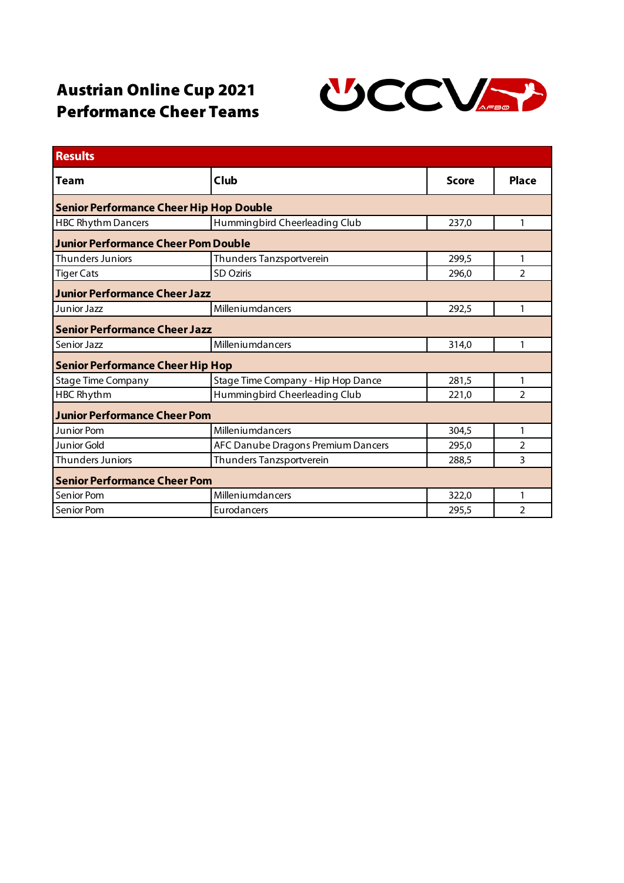# Austrian Online Cup 2021
# Performance Cheer Teams

| Results | | | |
|---|---|---|---|
| **Team** | **Club** | **Score** | **Place** |
| **Senior Performance Cheer Hip Hop Double** | | | |
| HBC Rhythm Dancers | Hummingbird Cheerleading Club | 237,0 | 1 |
| **Junior Performance Cheer Pom Double** | | | |
| Thunders Juniors | Thunders Tanzsportverein | 299,5 | 1 |
| Tiger Cats | SD Oziris | 296,0 | 2 |
| **Junior Performance Cheer Jazz** | | | |
| Junior Jazz | Milleniumdancers | 292,5 | 1 |
| **Senior Performance Cheer Jazz** | | | |
| Senior Jazz | Milleniumdancers | 314,0 | 1 |
| **Senior Performance Cheer Hip Hop** | | | |
| Stage Time Company | Stage Time Company - Hip Hop Dance | 281,5 | 1 |
| HBC Rhythm | Hummingbird Cheerleading Club | 221,0 | 2 |
| **Junior Performance Cheer Pom** | | | |
| Junior Pom | Milleniumdancers | 304,5 | 1 |
| Junior Gold | AFC Danube Dragons Premium Dancers | 295,0 | 2 |
| Thunders Juniors | Thunders Tanzsportverein | 288,5 | 3 |
| **Senior Performance Cheer Pom** | | | |
| Senior Pom | Milleniumdancers | 322,0 | 1 |
| Senior Pom | Eurodancers | 295,5 | 2 |